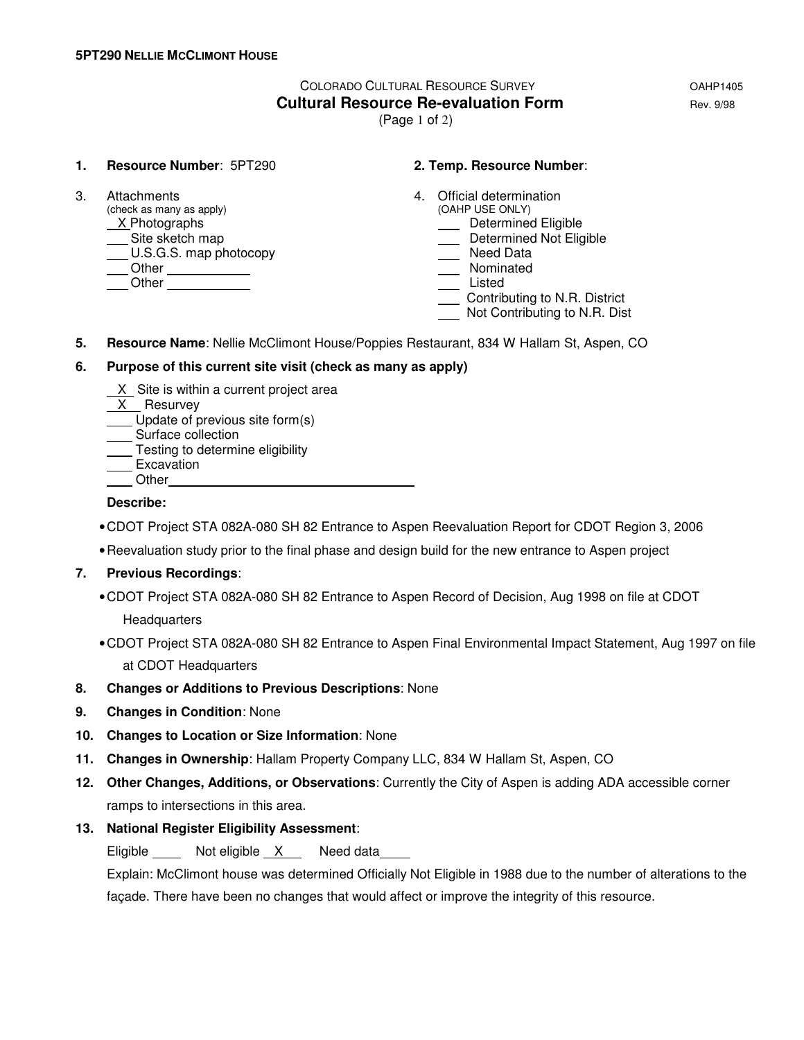COLORADO CULTURAL RESOURCE SURVEY

OAHP1405

Rev. 9/98

# Cultural Resource Re-evaluation Form

(Page 1 of 2)

**1. Resource Number**: 5PT290

**2. Temp. Resource Number**:

3. Attachments
(check as many as apply)
- X Photographs
- ___ Site sketch map
- ___ U.S.G.S. map photocopy
- ___ Other ___________
- ___ Other ___________

4. Official determination
(OAHP USE ONLY)
- ___ Determined Eligible
- ___ Determined Not Eligible
- ___ Need Data
- ___ Nominated
- ___ Listed
- ___ Contributing to N.R. District
- ___ Not Contributing to N.R. Dist

**5. Resource Name**: Nellie McClimont House/Poppies Restaurant, 834 W Hallam St, Aspen, CO

**6. Purpose of this current site visit (check as many as apply)**

- X Site is within a current project area
- X Resurvey
- ___ Update of previous site form(s)
- ___ Surface collection
- ___ Testing to determine eligibility
- ___ Excavation
- ___ Other___________________________

**Describe:**

- CDOT Project STA 082A-080 SH 82 Entrance to Aspen Reevaluation Report for CDOT Region 3, 2006
- Reevaluation study prior to the final phase and design build for the new entrance to Aspen project

**7. Previous Recordings**:

- CDOT Project STA 082A-080 SH 82 Entrance to Aspen Record of Decision, Aug 1998 on file at CDOT Headquarters
- CDOT Project STA 082A-080 SH 82 Entrance to Aspen Final Environmental Impact Statement, Aug 1997 on file at CDOT Headquarters

**8. Changes or Additions to Previous Descriptions**: None

**9. Changes in Condition**: None

**10. Changes to Location or Size Information**: None

**11. Changes in Ownership**: Hallam Property Company LLC, 834 W Hallam St, Aspen, CO

**12. Other Changes, Additions, or Observations**: Currently the City of Aspen is adding ADA accessible corner ramps to intersections in this area.

**13. National Register Eligibility Assessment**:

Eligible ____ Not eligible X Need data____

Explain: McClimont house was determined Officially Not Eligible in 1988 due to the number of alterations to the façade. There have been no changes that would affect or improve the integrity of this resource.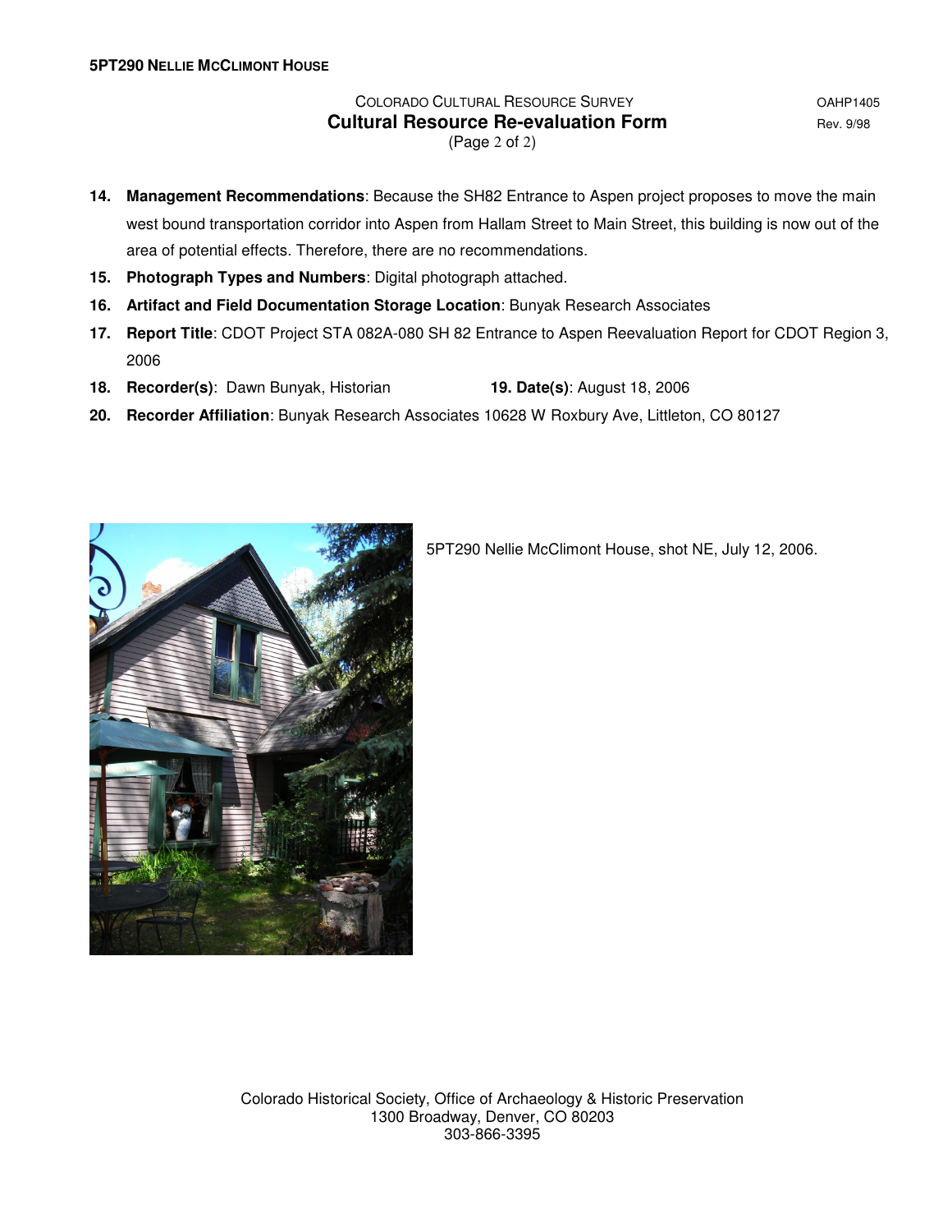COLORADO CULTURAL RESOURCE SURVEY

**Cultural Resource Re-evaluation Form**

(Page 2 of 2)

OAHP1405
Rev. 9/98

14. **Management Recommendations**: Because the SH82 Entrance to Aspen project proposes to move the main west bound transportation corridor into Aspen from Hallam Street to Main Street, this building is now out of the area of potential effects. Therefore, there are no recommendations.
15. **Photograph Types and Numbers**: Digital photograph attached.
16. **Artifact and Field Documentation Storage Location**: Bunyak Research Associates
17. **Report Title**: CDOT Project STA 082A-080 SH 82 Entrance to Aspen Reevaluation Report for CDOT Region 3, 2006
18. **Recorder(s)**: Dawn Bunyak, Historian
19. **Date(s)**: August 18, 2006
20. **Recorder Affiliation**: Bunyak Research Associates 10628 W Roxbury Ave, Littleton, CO 80127

5PT290 Nellie McClimont House, shot NE, July 12, 2006.

Colorado Historical Society, Office of Archaeology & Historic Preservation
1300 Broadway, Denver, CO 80203
303-866-3395